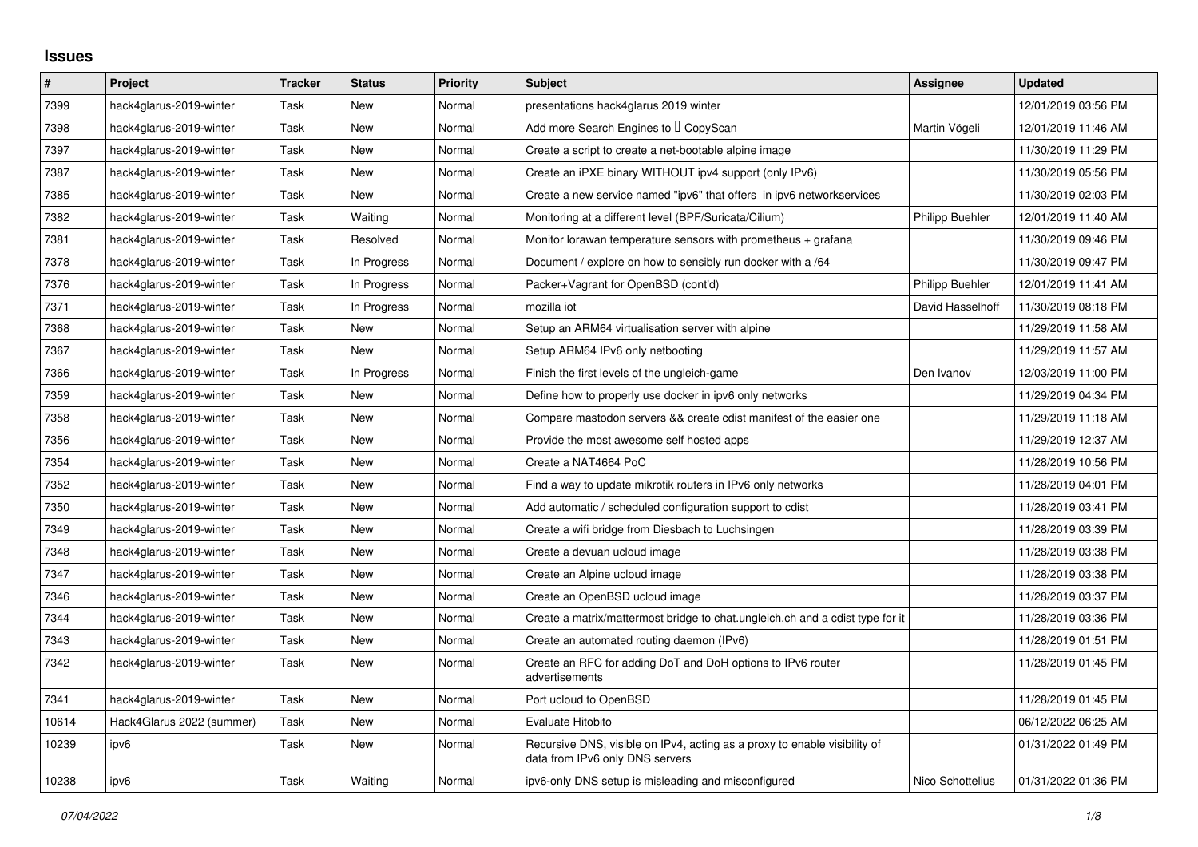## Issues

| # | Project | Tracker | Status | Priority | Subject | Assignee | Updated |
|---|---|---|---|---|---|---|---|
| 7399 | hack4glarus-2019-winter | Task | New | Normal | presentations hack4glarus 2019 winter | | 12/01/2019 03:56 PM |
| 7398 | hack4glarus-2019-winter | Task | New | Normal | Add more Search Engines to  CopyScan | Martin Vögeli | 12/01/2019 11:46 AM |
| 7397 | hack4glarus-2019-winter | Task | New | Normal | Create a script to create a net-bootable alpine image | | 11/30/2019 11:29 PM |
| 7387 | hack4glarus-2019-winter | Task | New | Normal | Create an iPXE binary WITHOUT ipv4 support (only IPv6) | | 11/30/2019 05:56 PM |
| 7385 | hack4glarus-2019-winter | Task | New | Normal | Create a new service named "ipv6" that offers in ipv6 networkservices | | 11/30/2019 02:03 PM |
| 7382 | hack4glarus-2019-winter | Task | Waiting | Normal | Monitoring at a different level (BPF/Suricata/Cilium) | Philipp Buehler | 12/01/2019 11:40 AM |
| 7381 | hack4glarus-2019-winter | Task | Resolved | Normal | Monitor lorawan temperature sensors with prometheus + grafana | | 11/30/2019 09:46 PM |
| 7378 | hack4glarus-2019-winter | Task | In Progress | Normal | Document / explore on how to sensibly run docker with a /64 | | 11/30/2019 09:47 PM |
| 7376 | hack4glarus-2019-winter | Task | In Progress | Normal | Packer+Vagrant for OpenBSD (cont'd) | Philipp Buehler | 12/01/2019 11:41 AM |
| 7371 | hack4glarus-2019-winter | Task | In Progress | Normal | mozilla iot | David Hasselhoff | 11/30/2019 08:18 PM |
| 7368 | hack4glarus-2019-winter | Task | New | Normal | Setup an ARM64 virtualisation server with alpine | | 11/29/2019 11:58 AM |
| 7367 | hack4glarus-2019-winter | Task | New | Normal | Setup ARM64 IPv6 only netbooting | | 11/29/2019 11:57 AM |
| 7366 | hack4glarus-2019-winter | Task | In Progress | Normal | Finish the first levels of the ungleich-game | Den Ivanov | 12/03/2019 11:00 PM |
| 7359 | hack4glarus-2019-winter | Task | New | Normal | Define how to properly use docker in ipv6 only networks | | 11/29/2019 04:34 PM |
| 7358 | hack4glarus-2019-winter | Task | New | Normal | Compare mastodon servers && create cdist manifest of the easier one | | 11/29/2019 11:18 AM |
| 7356 | hack4glarus-2019-winter | Task | New | Normal | Provide the most awesome self hosted apps | | 11/29/2019 12:37 AM |
| 7354 | hack4glarus-2019-winter | Task | New | Normal | Create a NAT4664 PoC | | 11/28/2019 10:56 PM |
| 7352 | hack4glarus-2019-winter | Task | New | Normal | Find a way to update mikrotik routers in IPv6 only networks | | 11/28/2019 04:01 PM |
| 7350 | hack4glarus-2019-winter | Task | New | Normal | Add automatic / scheduled configuration support to cdist | | 11/28/2019 03:41 PM |
| 7349 | hack4glarus-2019-winter | Task | New | Normal | Create a wifi bridge from Diesbach to Luchsingen | | 11/28/2019 03:39 PM |
| 7348 | hack4glarus-2019-winter | Task | New | Normal | Create a devuan ucloud image | | 11/28/2019 03:38 PM |
| 7347 | hack4glarus-2019-winter | Task | New | Normal | Create an Alpine ucloud image | | 11/28/2019 03:38 PM |
| 7346 | hack4glarus-2019-winter | Task | New | Normal | Create an OpenBSD ucloud image | | 11/28/2019 03:37 PM |
| 7344 | hack4glarus-2019-winter | Task | New | Normal | Create a matrix/mattermost bridge to chat.ungleich.ch and a cdist type for it | | 11/28/2019 03:36 PM |
| 7343 | hack4glarus-2019-winter | Task | New | Normal | Create an automated routing daemon (IPv6) | | 11/28/2019 01:51 PM |
| 7342 | hack4glarus-2019-winter | Task | New | Normal | Create an RFC for adding DoT and DoH options to IPv6 router advertisements | | 11/28/2019 01:45 PM |
| 7341 | hack4glarus-2019-winter | Task | New | Normal | Port ucloud to OpenBSD | | 11/28/2019 01:45 PM |
| 10614 | Hack4Glarus 2022 (summer) | Task | New | Normal | Evaluate Hitobito | | 06/12/2022 06:25 AM |
| 10239 | ipv6 | Task | New | Normal | Recursive DNS, visible on IPv4, acting as a proxy to enable visibility of data from IPv6 only DNS servers | | 01/31/2022 01:49 PM |
| 10238 | ipv6 | Task | Waiting | Normal | ipv6-only DNS setup is misleading and misconfigured | Nico Schottelius | 01/31/2022 01:36 PM |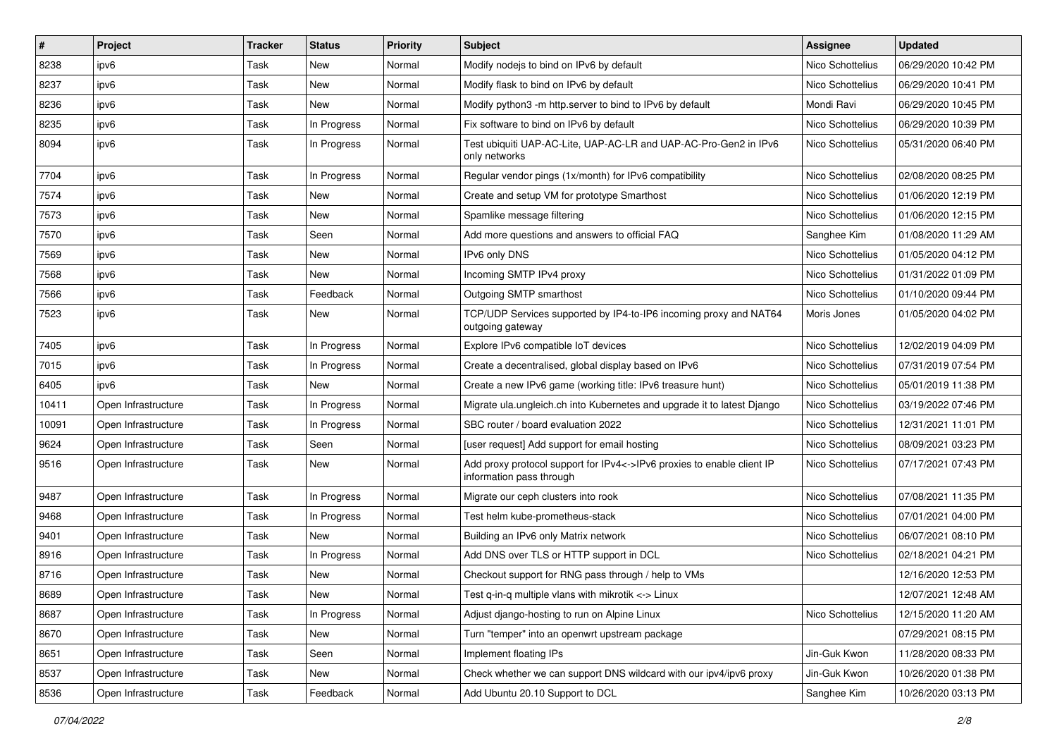| # | Project | Tracker | Status | Priority | Subject | Assignee | Updated |
|---|---|---|---|---|---|---|---|
| 8238 | ipv6 | Task | New | Normal | Modify nodejs to bind on IPv6 by default | Nico Schottelius | 06/29/2020 10:42 PM |
| 8237 | ipv6 | Task | New | Normal | Modify flask to bind on IPv6 by default | Nico Schottelius | 06/29/2020 10:41 PM |
| 8236 | ipv6 | Task | New | Normal | Modify python3 -m http.server to bind to IPv6 by default | Mondi Ravi | 06/29/2020 10:45 PM |
| 8235 | ipv6 | Task | In Progress | Normal | Fix software to bind on IPv6 by default | Nico Schottelius | 06/29/2020 10:39 PM |
| 8094 | ipv6 | Task | In Progress | Normal | Test ubiquiti UAP-AC-Lite, UAP-AC-LR and UAP-AC-Pro-Gen2 in IPv6 only networks | Nico Schottelius | 05/31/2020 06:40 PM |
| 7704 | ipv6 | Task | In Progress | Normal | Regular vendor pings (1x/month) for IPv6 compatibility | Nico Schottelius | 02/08/2020 08:25 PM |
| 7574 | ipv6 | Task | New | Normal | Create and setup VM for prototype Smarthost | Nico Schottelius | 01/06/2020 12:19 PM |
| 7573 | ipv6 | Task | New | Normal | Spamlike message filtering | Nico Schottelius | 01/06/2020 12:15 PM |
| 7570 | ipv6 | Task | Seen | Normal | Add more questions and answers to official FAQ | Sanghee Kim | 01/08/2020 11:29 AM |
| 7569 | ipv6 | Task | New | Normal | IPv6 only DNS | Nico Schottelius | 01/05/2020 04:12 PM |
| 7568 | ipv6 | Task | New | Normal | Incoming SMTP IPv4 proxy | Nico Schottelius | 01/31/2022 01:09 PM |
| 7566 | ipv6 | Task | Feedback | Normal | Outgoing SMTP smarthost | Nico Schottelius | 01/10/2020 09:44 PM |
| 7523 | ipv6 | Task | New | Normal | TCP/UDP Services supported by IP4-to-IP6 incoming proxy and NAT64 outgoing gateway | Moris Jones | 01/05/2020 04:02 PM |
| 7405 | ipv6 | Task | In Progress | Normal | Explore IPv6 compatible IoT devices | Nico Schottelius | 12/02/2019 04:09 PM |
| 7015 | ipv6 | Task | In Progress | Normal | Create a decentralised, global display based on IPv6 | Nico Schottelius | 07/31/2019 07:54 PM |
| 6405 | ipv6 | Task | New | Normal | Create a new IPv6 game (working title: IPv6 treasure hunt) | Nico Schottelius | 05/01/2019 11:38 PM |
| 10411 | Open Infrastructure | Task | In Progress | Normal | Migrate ula.ungleich.ch into Kubernetes and upgrade it to latest Django | Nico Schottelius | 03/19/2022 07:46 PM |
| 10091 | Open Infrastructure | Task | In Progress | Normal | SBC router / board evaluation 2022 | Nico Schottelius | 12/31/2021 11:01 PM |
| 9624 | Open Infrastructure | Task | Seen | Normal | [user request] Add support for email hosting | Nico Schottelius | 08/09/2021 03:23 PM |
| 9516 | Open Infrastructure | Task | New | Normal | Add proxy protocol support for IPv4<->IPv6 proxies to enable client IP information pass through | Nico Schottelius | 07/17/2021 07:43 PM |
| 9487 | Open Infrastructure | Task | In Progress | Normal | Migrate our ceph clusters into rook | Nico Schottelius | 07/08/2021 11:35 PM |
| 9468 | Open Infrastructure | Task | In Progress | Normal | Test helm kube-prometheus-stack | Nico Schottelius | 07/01/2021 04:00 PM |
| 9401 | Open Infrastructure | Task | New | Normal | Building an IPv6 only Matrix network | Nico Schottelius | 06/07/2021 08:10 PM |
| 8916 | Open Infrastructure | Task | In Progress | Normal | Add DNS over TLS or HTTP support in DCL | Nico Schottelius | 02/18/2021 04:21 PM |
| 8716 | Open Infrastructure | Task | New | Normal | Checkout support for RNG pass through / help to VMs | | 12/16/2020 12:53 PM |
| 8689 | Open Infrastructure | Task | New | Normal | Test q-in-q multiple vlans with mikrotik <-> Linux | | 12/07/2021 12:48 AM |
| 8687 | Open Infrastructure | Task | In Progress | Normal | Adjust django-hosting to run on Alpine Linux | Nico Schottelius | 12/15/2020 11:20 AM |
| 8670 | Open Infrastructure | Task | New | Normal | Turn "temper" into an openwrt upstream package | | 07/29/2021 08:15 PM |
| 8651 | Open Infrastructure | Task | Seen | Normal | Implement floating IPs | Jin-Guk Kwon | 11/28/2020 08:33 PM |
| 8537 | Open Infrastructure | Task | New | Normal | Check whether we can support DNS wildcard with our ipv4/ipv6 proxy | Jin-Guk Kwon | 10/26/2020 01:38 PM |
| 8536 | Open Infrastructure | Task | Feedback | Normal | Add Ubuntu 20.10 Support to DCL | Sanghee Kim | 10/26/2020 03:13 PM |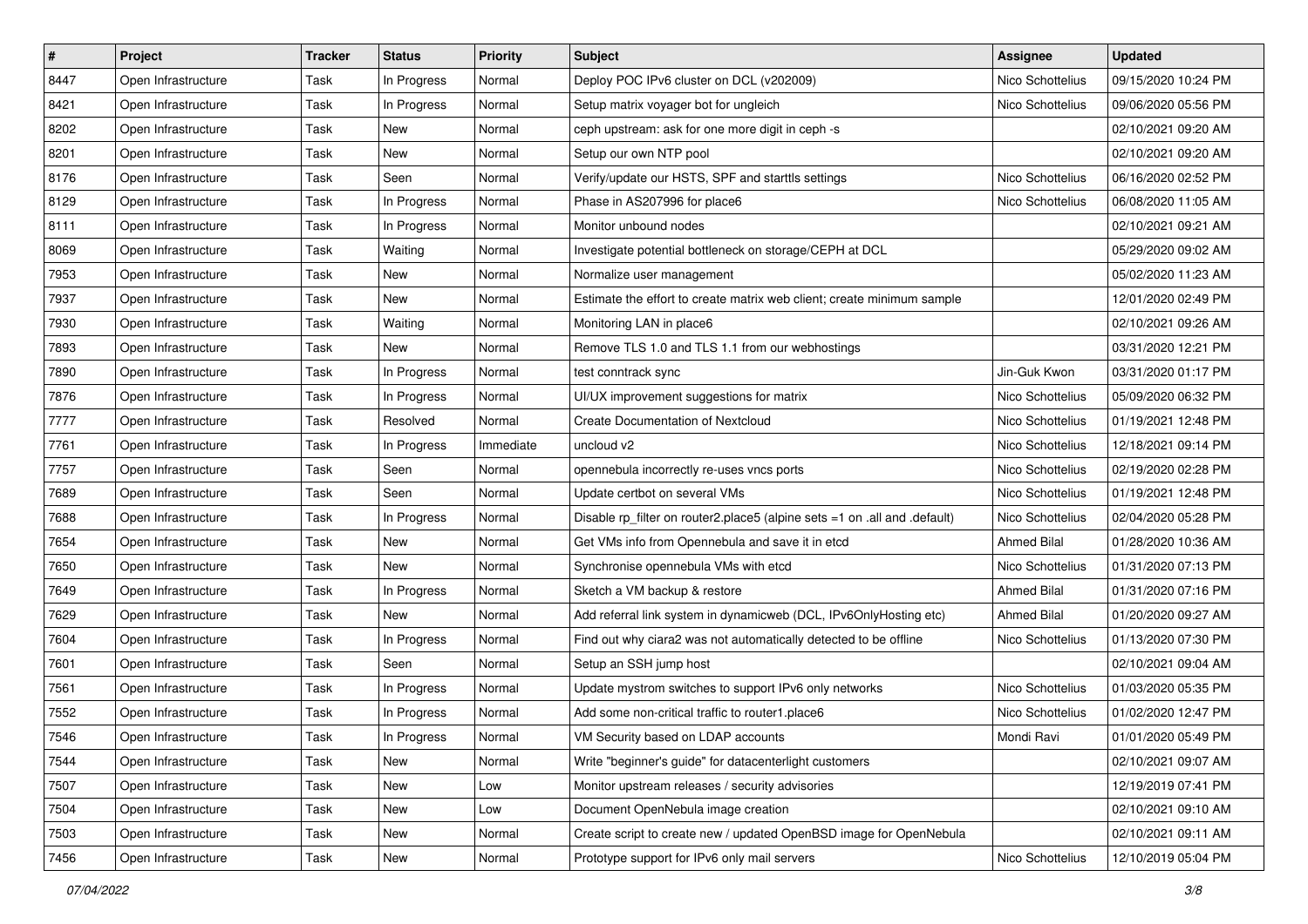| # | Project | Tracker | Status | Priority | Subject | Assignee | Updated |
|---|---|---|---|---|---|---|---|
| 8447 | Open Infrastructure | Task | In Progress | Normal | Deploy POC IPv6 cluster on DCL (v202009) | Nico Schottelius | 09/15/2020 10:24 PM |
| 8421 | Open Infrastructure | Task | In Progress | Normal | Setup matrix voyager bot for ungleich | Nico Schottelius | 09/06/2020 05:56 PM |
| 8202 | Open Infrastructure | Task | New | Normal | ceph upstream: ask for one more digit in ceph -s | | 02/10/2021 09:20 AM |
| 8201 | Open Infrastructure | Task | New | Normal | Setup our own NTP pool | | 02/10/2021 09:20 AM |
| 8176 | Open Infrastructure | Task | Seen | Normal | Verify/update our HSTS, SPF and starttls settings | Nico Schottelius | 06/16/2020 02:52 PM |
| 8129 | Open Infrastructure | Task | In Progress | Normal | Phase in AS207996 for place6 | Nico Schottelius | 06/08/2020 11:05 AM |
| 8111 | Open Infrastructure | Task | In Progress | Normal | Monitor unbound nodes | | 02/10/2021 09:21 AM |
| 8069 | Open Infrastructure | Task | Waiting | Normal | Investigate potential bottleneck on storage/CEPH at DCL | | 05/29/2020 09:02 AM |
| 7953 | Open Infrastructure | Task | New | Normal | Normalize user management | | 05/02/2020 11:23 AM |
| 7937 | Open Infrastructure | Task | New | Normal | Estimate the effort to create matrix web client; create minimum sample | | 12/01/2020 02:49 PM |
| 7930 | Open Infrastructure | Task | Waiting | Normal | Monitoring LAN in place6 | | 02/10/2021 09:26 AM |
| 7893 | Open Infrastructure | Task | New | Normal | Remove TLS 1.0 and TLS 1.1 from our webhostings | | 03/31/2020 12:21 PM |
| 7890 | Open Infrastructure | Task | In Progress | Normal | test conntrack sync | Jin-Guk Kwon | 03/31/2020 01:17 PM |
| 7876 | Open Infrastructure | Task | In Progress | Normal | UI/UX improvement suggestions for matrix | Nico Schottelius | 05/09/2020 06:32 PM |
| 7777 | Open Infrastructure | Task | Resolved | Normal | Create Documentation of Nextcloud | Nico Schottelius | 01/19/2021 12:48 PM |
| 7761 | Open Infrastructure | Task | In Progress | Immediate | uncloud v2 | Nico Schottelius | 12/18/2021 09:14 PM |
| 7757 | Open Infrastructure | Task | Seen | Normal | opennebula incorrectly re-uses vncs ports | Nico Schottelius | 02/19/2020 02:28 PM |
| 7689 | Open Infrastructure | Task | Seen | Normal | Update certbot on several VMs | Nico Schottelius | 01/19/2021 12:48 PM |
| 7688 | Open Infrastructure | Task | In Progress | Normal | Disable rp_filter on router2.place5 (alpine sets =1 on .all and .default) | Nico Schottelius | 02/04/2020 05:28 PM |
| 7654 | Open Infrastructure | Task | New | Normal | Get VMs info from Opennebula and save it in etcd | Ahmed Bilal | 01/28/2020 10:36 AM |
| 7650 | Open Infrastructure | Task | New | Normal | Synchronise opennebula VMs with etcd | Nico Schottelius | 01/31/2020 07:13 PM |
| 7649 | Open Infrastructure | Task | In Progress | Normal | Sketch a VM backup & restore | Ahmed Bilal | 01/31/2020 07:16 PM |
| 7629 | Open Infrastructure | Task | New | Normal | Add referral link system in dynamicweb (DCL, IPv6OnlyHosting etc) | Ahmed Bilal | 01/20/2020 09:27 AM |
| 7604 | Open Infrastructure | Task | In Progress | Normal | Find out why ciara2 was not automatically detected to be offline | Nico Schottelius | 01/13/2020 07:30 PM |
| 7601 | Open Infrastructure | Task | Seen | Normal | Setup an SSH jump host | | 02/10/2021 09:04 AM |
| 7561 | Open Infrastructure | Task | In Progress | Normal | Update mystrom switches to support IPv6 only networks | Nico Schottelius | 01/03/2020 05:35 PM |
| 7552 | Open Infrastructure | Task | In Progress | Normal | Add some non-critical traffic to router1.place6 | Nico Schottelius | 01/02/2020 12:47 PM |
| 7546 | Open Infrastructure | Task | In Progress | Normal | VM Security based on LDAP accounts | Mondi Ravi | 01/01/2020 05:49 PM |
| 7544 | Open Infrastructure | Task | New | Normal | Write "beginner's guide" for datacenterlight customers | | 02/10/2021 09:07 AM |
| 7507 | Open Infrastructure | Task | New | Low | Monitor upstream releases / security advisories | | 12/19/2019 07:41 PM |
| 7504 | Open Infrastructure | Task | New | Low | Document OpenNebula image creation | | 02/10/2021 09:10 AM |
| 7503 | Open Infrastructure | Task | New | Normal | Create script to create new / updated OpenBSD image for OpenNebula | | 02/10/2021 09:11 AM |
| 7456 | Open Infrastructure | Task | New | Normal | Prototype support for IPv6 only mail servers | Nico Schottelius | 12/10/2019 05:04 PM |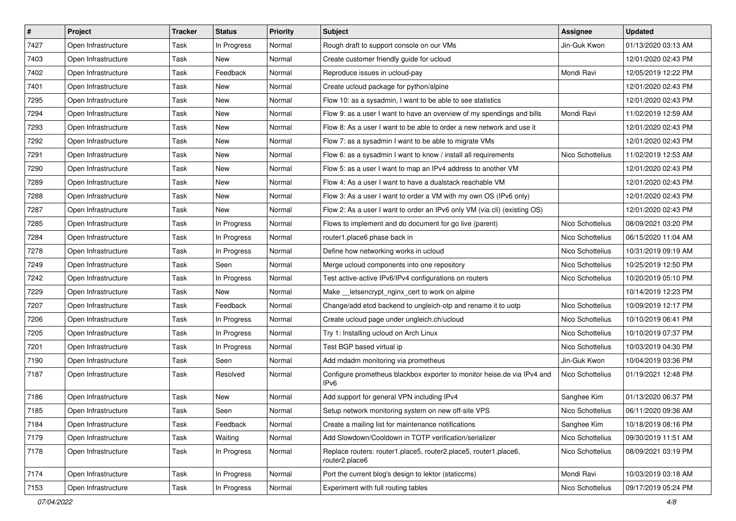| # | Project | Tracker | Status | Priority | Subject | Assignee | Updated |
|---|---|---|---|---|---|---|---|
| 7427 | Open Infrastructure | Task | In Progress | Normal | Rough draft to support console on our VMs | Jin-Guk Kwon | 01/13/2020 03:13 AM |
| 7403 | Open Infrastructure | Task | New | Normal | Create customer friendly guide for ucloud | | 12/01/2020 02:43 PM |
| 7402 | Open Infrastructure | Task | Feedback | Normal | Reproduce issues in ucloud-pay | Mondi Ravi | 12/05/2019 12:22 PM |
| 7401 | Open Infrastructure | Task | New | Normal | Create ucloud package for python/alpine | | 12/01/2020 02:43 PM |
| 7295 | Open Infrastructure | Task | New | Normal | Flow 10: as a sysadmin, I want to be able to see statistics | | 12/01/2020 02:43 PM |
| 7294 | Open Infrastructure | Task | New | Normal | Flow 9: as a user I want to have an overview of my spendings and bills | Mondi Ravi | 11/02/2019 12:59 AM |
| 7293 | Open Infrastructure | Task | New | Normal | Flow 8: As a user I want to be able to order a new network and use it | | 12/01/2020 02:43 PM |
| 7292 | Open Infrastructure | Task | New | Normal | Flow 7: as a sysadmin I want to be able to migrate VMs | | 12/01/2020 02:43 PM |
| 7291 | Open Infrastructure | Task | New | Normal | Flow 6: as a sysadmin I want to know / install all requirements | Nico Schottelius | 11/02/2019 12:53 AM |
| 7290 | Open Infrastructure | Task | New | Normal | Flow 5: as a user I want to map an IPv4 address to another VM | | 12/01/2020 02:43 PM |
| 7289 | Open Infrastructure | Task | New | Normal | Flow 4: As a user I want to have a dualstack reachable VM | | 12/01/2020 02:43 PM |
| 7288 | Open Infrastructure | Task | New | Normal | Flow 3: As a user I want to order a VM with my own OS (IPv6 only) | | 12/01/2020 02:43 PM |
| 7287 | Open Infrastructure | Task | New | Normal | Flow 2: As a user I want to order an IPv6 only VM (via cli) (existing OS) | | 12/01/2020 02:43 PM |
| 7285 | Open Infrastructure | Task | In Progress | Normal | Flows to implement and do document for go live (parent) | Nico Schottelius | 08/09/2021 03:20 PM |
| 7284 | Open Infrastructure | Task | In Progress | Normal | router1.place6 phase back in | Nico Schottelius | 06/15/2020 11:04 AM |
| 7278 | Open Infrastructure | Task | In Progress | Normal | Define how networking works in ucloud | Nico Schottelius | 10/31/2019 09:19 AM |
| 7249 | Open Infrastructure | Task | Seen | Normal | Merge ucloud components into one repository | Nico Schottelius | 10/25/2019 12:50 PM |
| 7242 | Open Infrastructure | Task | In Progress | Normal | Test active-active IPv6/IPv4 configurations on routers | Nico Schottelius | 10/20/2019 05:10 PM |
| 7229 | Open Infrastructure | Task | New | Normal | Make __letsencrypt_nginx_cert to work on alpine | | 10/14/2019 12:23 PM |
| 7207 | Open Infrastructure | Task | Feedback | Normal | Change/add etcd backend to ungleich-otp and rename it to uotp | Nico Schottelius | 10/09/2019 12:17 PM |
| 7206 | Open Infrastructure | Task | In Progress | Normal | Create ucloud page under ungleich.ch/ucloud | Nico Schottelius | 10/10/2019 06:41 PM |
| 7205 | Open Infrastructure | Task | In Progress | Normal | Try 1: Installing ucloud on Arch Linux | Nico Schottelius | 10/10/2019 07:37 PM |
| 7201 | Open Infrastructure | Task | In Progress | Normal | Test BGP based virtual ip | Nico Schottelius | 10/03/2019 04:30 PM |
| 7190 | Open Infrastructure | Task | Seen | Normal | Add mdadm monitoring via prometheus | Jin-Guk Kwon | 10/04/2019 03:36 PM |
| 7187 | Open Infrastructure | Task | Resolved | Normal | Configure prometheus blackbox exporter to monitor heise.de via IPv4 and IPv6 | Nico Schottelius | 01/19/2021 12:48 PM |
| 7186 | Open Infrastructure | Task | New | Normal | Add support for general VPN including IPv4 | Sanghee Kim | 01/13/2020 06:37 PM |
| 7185 | Open Infrastructure | Task | Seen | Normal | Setup network monitoring system on new off-site VPS | Nico Schottelius | 06/11/2020 09:36 AM |
| 7184 | Open Infrastructure | Task | Feedback | Normal | Create a mailing list for maintenance notifications | Sanghee Kim | 10/18/2019 08:16 PM |
| 7179 | Open Infrastructure | Task | Waiting | Normal | Add Slowdown/Cooldown in TOTP verification/serializer | Nico Schottelius | 09/30/2019 11:51 AM |
| 7178 | Open Infrastructure | Task | In Progress | Normal | Replace routers: router1.place5, router2.place5, router1.place6, router2.place6 | Nico Schottelius | 08/09/2021 03:19 PM |
| 7174 | Open Infrastructure | Task | In Progress | Normal | Port the current blog's design to lektor (staticcms) | Mondi Ravi | 10/03/2019 03:18 AM |
| 7153 | Open Infrastructure | Task | In Progress | Normal | Experiment with full routing tables | Nico Schottelius | 09/17/2019 05:24 PM |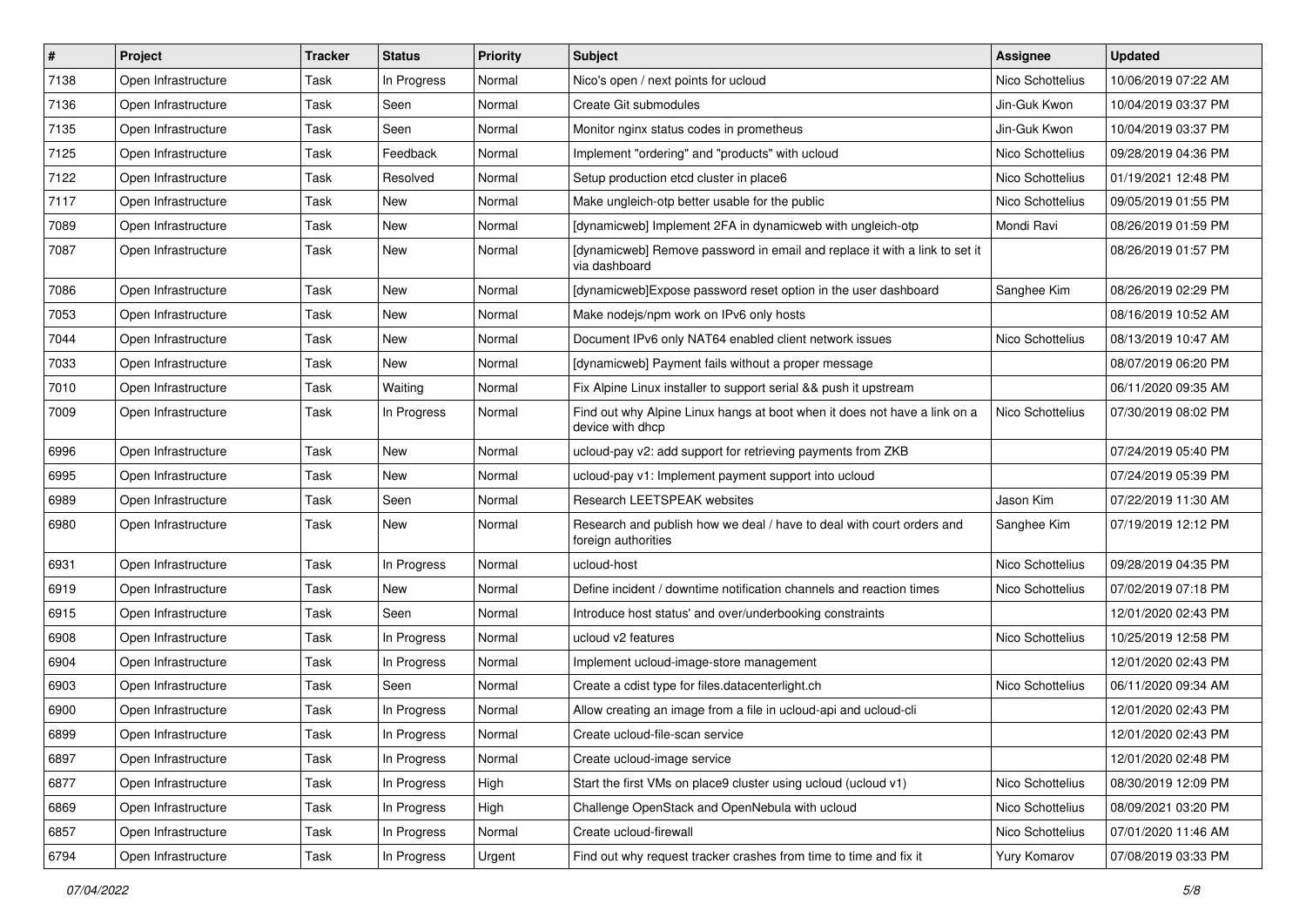| # | Project | Tracker | Status | Priority | Subject | Assignee | Updated |
|---|---|---|---|---|---|---|---|
| 7138 | Open Infrastructure | Task | In Progress | Normal | Nico's open / next points for ucloud | Nico Schottelius | 10/06/2019 07:22 AM |
| 7136 | Open Infrastructure | Task | Seen | Normal | Create Git submodules | Jin-Guk Kwon | 10/04/2019 03:37 PM |
| 7135 | Open Infrastructure | Task | Seen | Normal | Monitor nginx status codes in prometheus | Jin-Guk Kwon | 10/04/2019 03:37 PM |
| 7125 | Open Infrastructure | Task | Feedback | Normal | Implement "ordering" and "products" with ucloud | Nico Schottelius | 09/28/2019 04:36 PM |
| 7122 | Open Infrastructure | Task | Resolved | Normal | Setup production etcd cluster in place6 | Nico Schottelius | 01/19/2021 12:48 PM |
| 7117 | Open Infrastructure | Task | New | Normal | Make ungleich-otp better usable for the public | Nico Schottelius | 09/05/2019 01:55 PM |
| 7089 | Open Infrastructure | Task | New | Normal | [dynamicweb] Implement 2FA in dynamicweb with ungleich-otp | Mondi Ravi | 08/26/2019 01:59 PM |
| 7087 | Open Infrastructure | Task | New | Normal | [dynamicweb] Remove password in email and replace it with a link to set it via dashboard | | 08/26/2019 01:57 PM |
| 7086 | Open Infrastructure | Task | New | Normal | [dynamicweb]Expose password reset option in the user dashboard | Sanghee Kim | 08/26/2019 02:29 PM |
| 7053 | Open Infrastructure | Task | New | Normal | Make nodejs/npm work on IPv6 only hosts | | 08/16/2019 10:52 AM |
| 7044 | Open Infrastructure | Task | New | Normal | Document IPv6 only NAT64 enabled client network issues | Nico Schottelius | 08/13/2019 10:47 AM |
| 7033 | Open Infrastructure | Task | New | Normal | [dynamicweb] Payment fails without a proper message | | 08/07/2019 06:20 PM |
| 7010 | Open Infrastructure | Task | Waiting | Normal | Fix Alpine Linux installer to support serial && push it upstream | | 06/11/2020 09:35 AM |
| 7009 | Open Infrastructure | Task | In Progress | Normal | Find out why Alpine Linux hangs at boot when it does not have a link on a device with dhcp | Nico Schottelius | 07/30/2019 08:02 PM |
| 6996 | Open Infrastructure | Task | New | Normal | ucloud-pay v2: add support for retrieving payments from ZKB | | 07/24/2019 05:40 PM |
| 6995 | Open Infrastructure | Task | New | Normal | ucloud-pay v1: Implement payment support into ucloud | | 07/24/2019 05:39 PM |
| 6989 | Open Infrastructure | Task | Seen | Normal | Research LEETSPEAK websites | Jason Kim | 07/22/2019 11:30 AM |
| 6980 | Open Infrastructure | Task | New | Normal | Research and publish how we deal / have to deal with court orders and foreign authorities | Sanghee Kim | 07/19/2019 12:12 PM |
| 6931 | Open Infrastructure | Task | In Progress | Normal | ucloud-host | Nico Schottelius | 09/28/2019 04:35 PM |
| 6919 | Open Infrastructure | Task | New | Normal | Define incident / downtime notification channels and reaction times | Nico Schottelius | 07/02/2019 07:18 PM |
| 6915 | Open Infrastructure | Task | Seen | Normal | Introduce host status' and over/underbooking constraints | | 12/01/2020 02:43 PM |
| 6908 | Open Infrastructure | Task | In Progress | Normal | ucloud v2 features | Nico Schottelius | 10/25/2019 12:58 PM |
| 6904 | Open Infrastructure | Task | In Progress | Normal | Implement ucloud-image-store management | | 12/01/2020 02:43 PM |
| 6903 | Open Infrastructure | Task | Seen | Normal | Create a cdist type for files.datacenterlight.ch | Nico Schottelius | 06/11/2020 09:34 AM |
| 6900 | Open Infrastructure | Task | In Progress | Normal | Allow creating an image from a file in ucloud-api and ucloud-cli | | 12/01/2020 02:43 PM |
| 6899 | Open Infrastructure | Task | In Progress | Normal | Create ucloud-file-scan service | | 12/01/2020 02:43 PM |
| 6897 | Open Infrastructure | Task | In Progress | Normal | Create ucloud-image service | | 12/01/2020 02:48 PM |
| 6877 | Open Infrastructure | Task | In Progress | High | Start the first VMs on place9 cluster using ucloud (ucloud v1) | Nico Schottelius | 08/30/2019 12:09 PM |
| 6869 | Open Infrastructure | Task | In Progress | High | Challenge OpenStack and OpenNebula with ucloud | Nico Schottelius | 08/09/2021 03:20 PM |
| 6857 | Open Infrastructure | Task | In Progress | Normal | Create ucloud-firewall | Nico Schottelius | 07/01/2020 11:46 AM |
| 6794 | Open Infrastructure | Task | In Progress | Urgent | Find out why request tracker crashes from time to time and fix it | Yury Komarov | 07/08/2019 03:33 PM |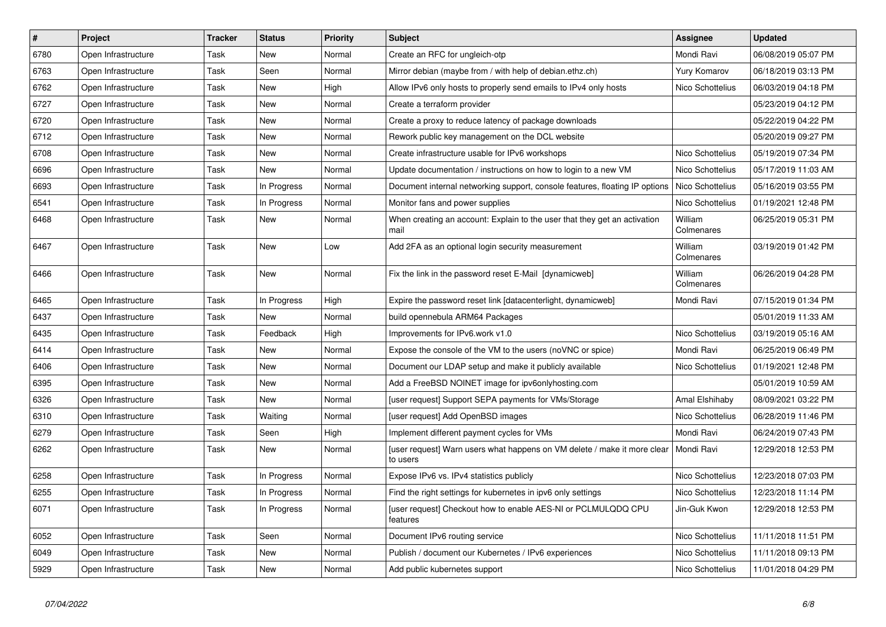| # | Project | Tracker | Status | Priority | Subject | Assignee | Updated |
|---|---|---|---|---|---|---|---|
| 6780 | Open Infrastructure | Task | New | Normal | Create an RFC for ungleich-otp | Mondi Ravi | 06/08/2019 05:07 PM |
| 6763 | Open Infrastructure | Task | Seen | Normal | Mirror debian (maybe from / with help of debian.ethz.ch) | Yury Komarov | 06/18/2019 03:13 PM |
| 6762 | Open Infrastructure | Task | New | High | Allow IPv6 only hosts to properly send emails to IPv4 only hosts | Nico Schottelius | 06/03/2019 04:18 PM |
| 6727 | Open Infrastructure | Task | New | Normal | Create a terraform provider | | 05/23/2019 04:12 PM |
| 6720 | Open Infrastructure | Task | New | Normal | Create a proxy to reduce latency of package downloads | | 05/22/2019 04:22 PM |
| 6712 | Open Infrastructure | Task | New | Normal | Rework public key management on the DCL website | | 05/20/2019 09:27 PM |
| 6708 | Open Infrastructure | Task | New | Normal | Create infrastructure usable for IPv6 workshops | Nico Schottelius | 05/19/2019 07:34 PM |
| 6696 | Open Infrastructure | Task | New | Normal | Update documentation / instructions on how to login to a new VM | Nico Schottelius | 05/17/2019 11:03 AM |
| 6693 | Open Infrastructure | Task | In Progress | Normal | Document internal networking support, console features, floating IP options | Nico Schottelius | 05/16/2019 03:55 PM |
| 6541 | Open Infrastructure | Task | In Progress | Normal | Monitor fans and power supplies | Nico Schottelius | 01/19/2021 12:48 PM |
| 6468 | Open Infrastructure | Task | New | Normal | When creating an account: Explain to the user that they get an activation mail | William Colmenares | 06/25/2019 05:31 PM |
| 6467 | Open Infrastructure | Task | New | Low | Add 2FA as an optional login security measurement | William Colmenares | 03/19/2019 01:42 PM |
| 6466 | Open Infrastructure | Task | New | Normal | Fix the link in the password reset E-Mail [dynamicweb] | William Colmenares | 06/26/2019 04:28 PM |
| 6465 | Open Infrastructure | Task | In Progress | High | Expire the password reset link [datacenterlight, dynamicweb] | Mondi Ravi | 07/15/2019 01:34 PM |
| 6437 | Open Infrastructure | Task | New | Normal | build opennebula ARM64 Packages | | 05/01/2019 11:33 AM |
| 6435 | Open Infrastructure | Task | Feedback | High | Improvements for IPv6.work v1.0 | Nico Schottelius | 03/19/2019 05:16 AM |
| 6414 | Open Infrastructure | Task | New | Normal | Expose the console of the VM to the users (noVNC or spice) | Mondi Ravi | 06/25/2019 06:49 PM |
| 6406 | Open Infrastructure | Task | New | Normal | Document our LDAP setup and make it publicly available | Nico Schottelius | 01/19/2021 12:48 PM |
| 6395 | Open Infrastructure | Task | New | Normal | Add a FreeBSD NOINET image for ipv6onlyhosting.com | | 05/01/2019 10:59 AM |
| 6326 | Open Infrastructure | Task | New | Normal | [user request] Support SEPA payments for VMs/Storage | Amal Elshihaby | 08/09/2021 03:22 PM |
| 6310 | Open Infrastructure | Task | Waiting | Normal | [user request] Add OpenBSD images | Nico Schottelius | 06/28/2019 11:46 PM |
| 6279 | Open Infrastructure | Task | Seen | High | Implement different payment cycles for VMs | Mondi Ravi | 06/24/2019 07:43 PM |
| 6262 | Open Infrastructure | Task | New | Normal | [user request] Warn users what happens on VM delete / make it more clear to users | Mondi Ravi | 12/29/2018 12:53 PM |
| 6258 | Open Infrastructure | Task | In Progress | Normal | Expose IPv6 vs. IPv4 statistics publicly | Nico Schottelius | 12/23/2018 07:03 PM |
| 6255 | Open Infrastructure | Task | In Progress | Normal | Find the right settings for kubernetes in ipv6 only settings | Nico Schottelius | 12/23/2018 11:14 PM |
| 6071 | Open Infrastructure | Task | In Progress | Normal | [user request] Checkout how to enable AES-NI or PCLMULQDQ CPU features | Jin-Guk Kwon | 12/29/2018 12:53 PM |
| 6052 | Open Infrastructure | Task | Seen | Normal | Document IPv6 routing service | Nico Schottelius | 11/11/2018 11:51 PM |
| 6049 | Open Infrastructure | Task | New | Normal | Publish / document our Kubernetes / IPv6 experiences | Nico Schottelius | 11/11/2018 09:13 PM |
| 5929 | Open Infrastructure | Task | New | Normal | Add public kubernetes support | Nico Schottelius | 11/01/2018 04:29 PM |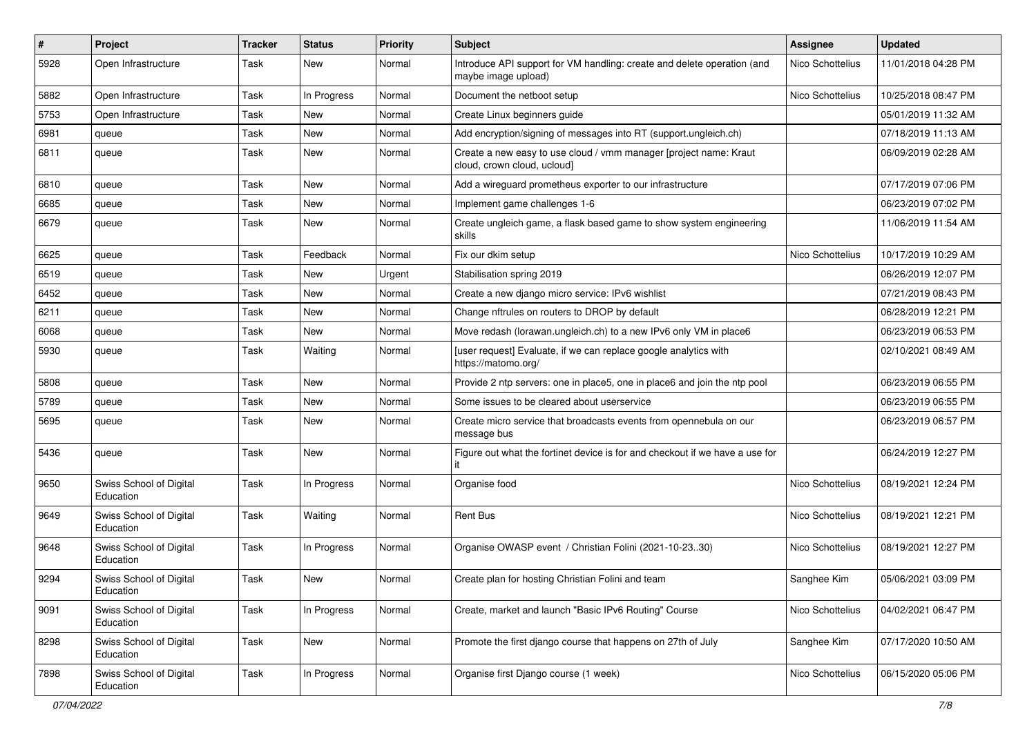| # | Project | Tracker | Status | Priority | Subject | Assignee | Updated |
|---|---|---|---|---|---|---|---|
| 5928 | Open Infrastructure | Task | New | Normal | Introduce API support for VM handling: create and delete operation (and maybe image upload) | Nico Schottelius | 11/01/2018 04:28 PM |
| 5882 | Open Infrastructure | Task | In Progress | Normal | Document the netboot setup | Nico Schottelius | 10/25/2018 08:47 PM |
| 5753 | Open Infrastructure | Task | New | Normal | Create Linux beginners guide | | 05/01/2019 11:32 AM |
| 6981 | queue | Task | New | Normal | Add encryption/signing of messages into RT (support.ungleich.ch) | | 07/18/2019 11:13 AM |
| 6811 | queue | Task | New | Normal | Create a new easy to use cloud / vmm manager [project name: Kraut cloud, crown cloud, ucloud] | | 06/09/2019 02:28 AM |
| 6810 | queue | Task | New | Normal | Add a wireguard prometheus exporter to our infrastructure | | 07/17/2019 07:06 PM |
| 6685 | queue | Task | New | Normal | Implement game challenges 1-6 | | 06/23/2019 07:02 PM |
| 6679 | queue | Task | New | Normal | Create ungleich game, a flask based game to show system engineering skills | | 11/06/2019 11:54 AM |
| 6625 | queue | Task | Feedback | Normal | Fix our dkim setup | Nico Schottelius | 10/17/2019 10:29 AM |
| 6519 | queue | Task | New | Urgent | Stabilisation spring 2019 | | 06/26/2019 12:07 PM |
| 6452 | queue | Task | New | Normal | Create a new django micro service: IPv6 wishlist | | 07/21/2019 08:43 PM |
| 6211 | queue | Task | New | Normal | Change nftrules on routers to DROP by default | | 06/28/2019 12:21 PM |
| 6068 | queue | Task | New | Normal | Move redash (lorawan.ungleich.ch) to a new IPv6 only VM in place6 | | 06/23/2019 06:53 PM |
| 5930 | queue | Task | Waiting | Normal | [user request] Evaluate, if we can replace google analytics with https://matomo.org/ | | 02/10/2021 08:49 AM |
| 5808 | queue | Task | New | Normal | Provide 2 ntp servers: one in place5, one in place6 and join the ntp pool | | 06/23/2019 06:55 PM |
| 5789 | queue | Task | New | Normal | Some issues to be cleared about userservice | | 06/23/2019 06:55 PM |
| 5695 | queue | Task | New | Normal | Create micro service that broadcasts events from opennebula on our message bus | | 06/23/2019 06:57 PM |
| 5436 | queue | Task | New | Normal | Figure out what the fortinet device is for and checkout if we have a use for it | | 06/24/2019 12:27 PM |
| 9650 | Swiss School of Digital Education | Task | In Progress | Normal | Organise food | Nico Schottelius | 08/19/2021 12:24 PM |
| 9649 | Swiss School of Digital Education | Task | Waiting | Normal | Rent Bus | Nico Schottelius | 08/19/2021 12:21 PM |
| 9648 | Swiss School of Digital Education | Task | In Progress | Normal | Organise OWASP event / Christian Folini (2021-10-23..30) | Nico Schottelius | 08/19/2021 12:27 PM |
| 9294 | Swiss School of Digital Education | Task | New | Normal | Create plan for hosting Christian Folini and team | Sanghee Kim | 05/06/2021 03:09 PM |
| 9091 | Swiss School of Digital Education | Task | In Progress | Normal | Create, market and launch "Basic IPv6 Routing" Course | Nico Schottelius | 04/02/2021 06:47 PM |
| 8298 | Swiss School of Digital Education | Task | New | Normal | Promote the first django course that happens on 27th of July | Sanghee Kim | 07/17/2020 10:50 AM |
| 7898 | Swiss School of Digital Education | Task | In Progress | Normal | Organise first Django course (1 week) | Nico Schottelius | 06/15/2020 05:06 PM |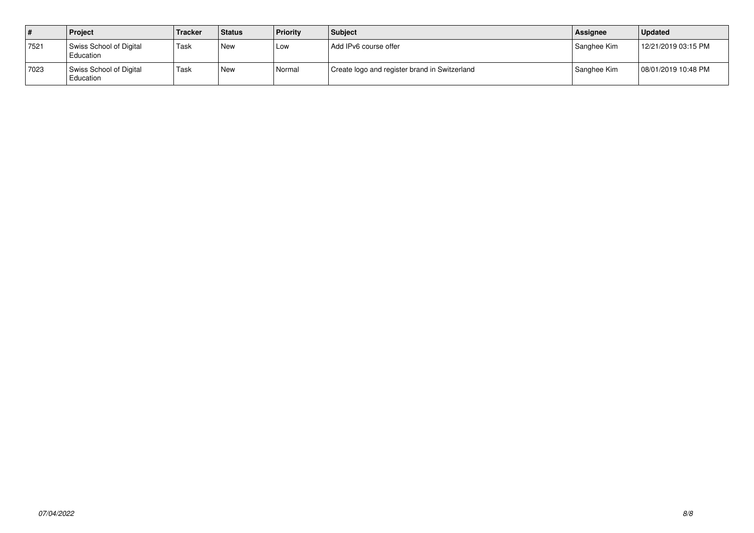| # | Project | Tracker | Status | Priority | Subject | Assignee | Updated |
|---|---|---|---|---|---|---|---|
| 7521 | Swiss School of Digital Education | Task | New | Low | Add IPv6 course offer | Sanghee Kim | 12/21/2019 03:15 PM |
| 7023 | Swiss School of Digital Education | Task | New | Normal | Create logo and register brand in Switzerland | Sanghee Kim | 08/01/2019 10:48 PM |